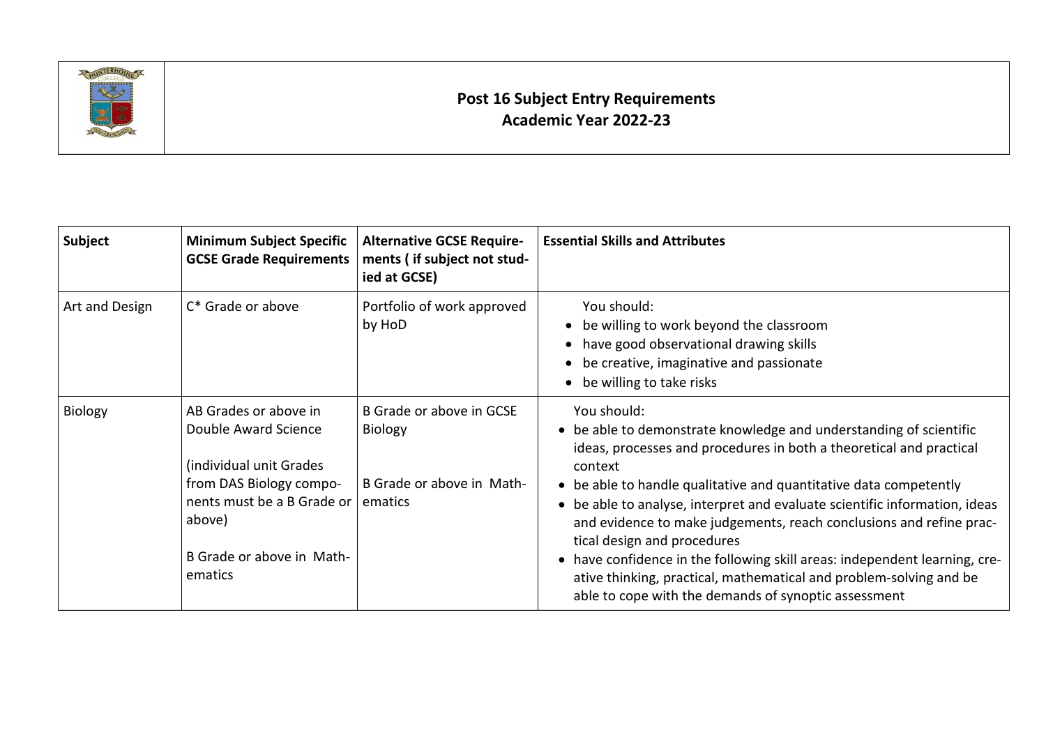# Post 16 Subject Entry Requirements
## Academic Year 2022-23

| Subject | Minimum Subject Specific GCSE Grade Requirements | Alternative GCSE Requirements ( if subject not studied at GCSE) | Essential Skills and Attributes |
|---|---|---|---|
| Art and Design | C* Grade or above | Portfolio of work approved by HoD | You should:<br>• be willing to work beyond the classroom<br>• have good observational drawing skills<br>• be creative, imaginative and passionate<br>• be willing to take risks |
| Biology | AB Grades or above in Double Award Science<br><br>(individual unit Grades from DAS Biology components must be a B Grade or above)<br><br>B Grade or above in Mathematics | B Grade or above in GCSE Biology<br><br>B Grade or above in Mathematics | You should:<br>• be able to demonstrate knowledge and understanding of scientific ideas, processes and procedures in both a theoretical and practical context<br>• be able to handle qualitative and quantitative data competently<br>• be able to analyse, interpret and evaluate scientific information, ideas and evidence to make judgements, reach conclusions and refine practical design and procedures<br>• have confidence in the following skill areas: independent learning, creative thinking, practical, mathematical and problem-solving and be able to cope with the demands of synoptic assessment |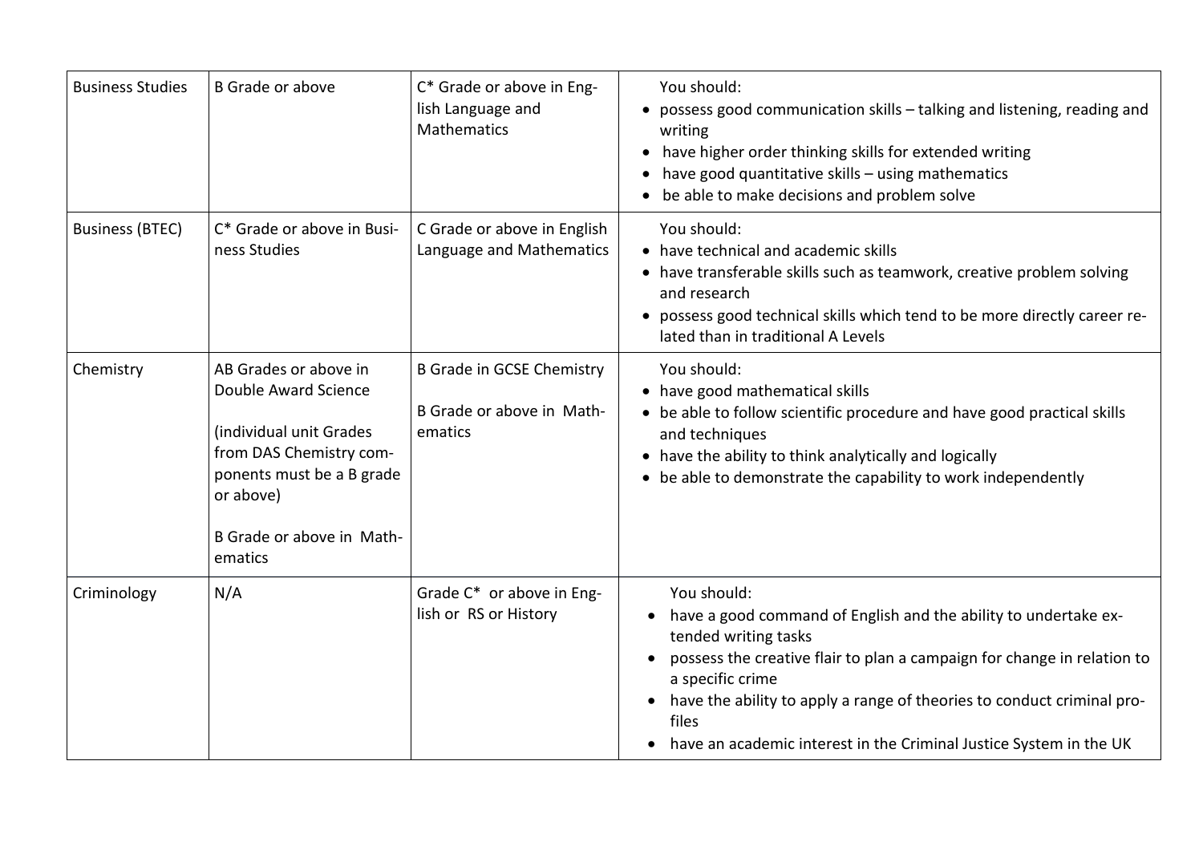| | | | |
|---|---|---|---|
| Business Studies | B Grade or above | C* Grade or above in English Language and Mathematics | You should:<br>• possess good communication skills – talking and listening, reading and writing<br>• have higher order thinking skills for extended writing<br>• have good quantitative skills – using mathematics<br>• be able to make decisions and problem solve |
| Business (BTEC) | C* Grade or above in Business Studies | C Grade or above in English Language and Mathematics | You should:<br>• have technical and academic skills<br>• have transferable skills such as teamwork, creative problem solving and research<br>• possess good technical skills which tend to be more directly career related than in traditional A Levels |
| Chemistry | AB Grades or above in Double Award Science<br><br>(individual unit Grades from DAS Chemistry components must be a B grade or above)<br><br>B Grade or above in Mathematics | B Grade in GCSE Chemistry<br><br>B Grade or above in Mathematics | You should:<br>• have good mathematical skills<br>• be able to follow scientific procedure and have good practical skills and techniques<br>• have the ability to think analytically and logically<br>• be able to demonstrate the capability to work independently |
| Criminology | N/A | Grade C* or above in English or RS or History | You should:<br>• have a good command of English and the ability to undertake extended writing tasks<br>• possess the creative flair to plan a campaign for change in relation to a specific crime<br>• have the ability to apply a range of theories to conduct criminal profiles<br>• have an academic interest in the Criminal Justice System in the UK |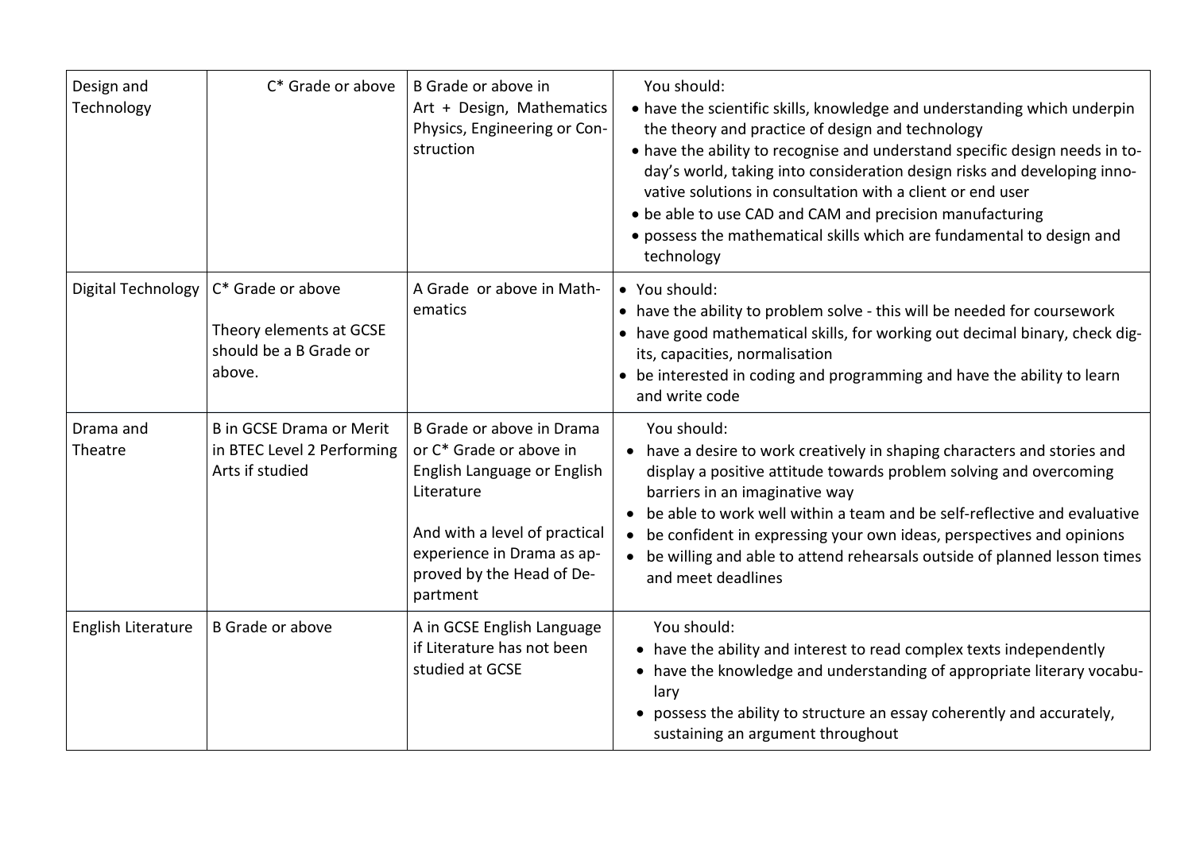| Design and Technology | C* Grade or above | B Grade or above in Art + Design, Mathematics Physics, Engineering or Construction | You should:<br>• have the scientific skills, knowledge and understanding which underpin the theory and practice of design and technology<br>• have the ability to recognise and understand specific design needs in today's world, taking into consideration design risks and developing innovative solutions in consultation with a client or end user<br>• be able to use CAD and CAM and precision manufacturing<br>• possess the mathematical skills which are fundamental to design and technology |
|---|---|---|---|
| Digital Technology | C* Grade or above<br><br>Theory elements at GCSE should be a B Grade or above. | A Grade or above in Mathematics | • You should:<br>• have the ability to problem solve - this will be needed for coursework<br>• have good mathematical skills, for working out decimal binary, check digits, capacities, normalisation<br>• be interested in coding and programming and have the ability to learn and write code |
| Drama and Theatre | B in GCSE Drama or Merit in BTEC Level 2 Performing Arts if studied | B Grade or above in Drama or C* Grade or above in English Language or English Literature<br><br>And with a level of practical experience in Drama as approved by the Head of Department | You should:<br>• have a desire to work creatively in shaping characters and stories and display a positive attitude towards problem solving and overcoming barriers in an imaginative way<br>• be able to work well within a team and be self-reflective and evaluative<br>• be confident in expressing your own ideas, perspectives and opinions<br>• be willing and able to attend rehearsals outside of planned lesson times and meet deadlines |
| English Literature | B Grade or above | A in GCSE English Language if Literature has not been studied at GCSE | You should:<br>• have the ability and interest to read complex texts independently<br>• have the knowledge and understanding of appropriate literary vocabulary<br>• possess the ability to structure an essay coherently and accurately, sustaining an argument throughout |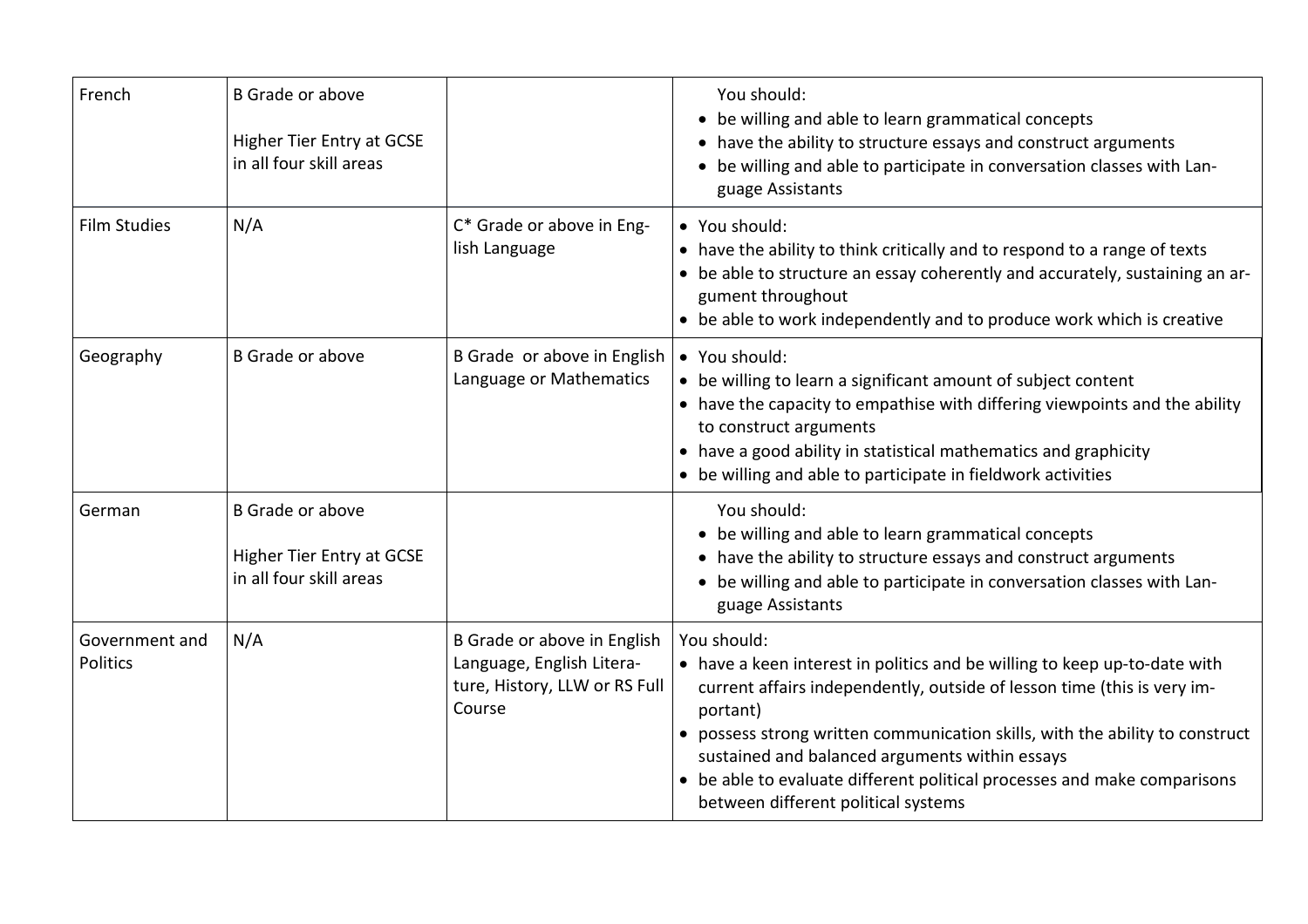| French | B Grade or above<br><br>Higher Tier Entry at GCSE in all four skill areas | | You should:<br>• be willing and able to learn grammatical concepts<br>• have the ability to structure essays and construct arguments<br>• be willing and able to participate in conversation classes with Language Assistants |
|---|---|---|---|
| Film Studies | N/A | C* Grade or above in English Language | • You should:<br>• have the ability to think critically and to respond to a range of texts<br>• be able to structure an essay coherently and accurately, sustaining an argument throughout<br>• be able to work independently and to produce work which is creative |
| Geography | B Grade or above | B Grade or above in English Language or Mathematics | • You should:<br>• be willing to learn a significant amount of subject content<br>• have the capacity to empathise with differing viewpoints and the ability to construct arguments<br>• have a good ability in statistical mathematics and graphicity<br>• be willing and able to participate in fieldwork activities |
| German | B Grade or above<br><br>Higher Tier Entry at GCSE in all four skill areas | | You should:<br>• be willing and able to learn grammatical concepts<br>• have the ability to structure essays and construct arguments<br>• be willing and able to participate in conversation classes with Language Assistants |
| Government and Politics | N/A | B Grade or above in English Language, English Literature, History, LLW or RS Full Course | You should:<br>• have a keen interest in politics and be willing to keep up-to-date with current affairs independently, outside of lesson time (this is very important)<br>• possess strong written communication skills, with the ability to construct sustained and balanced arguments within essays<br>• be able to evaluate different political processes and make comparisons between different political systems |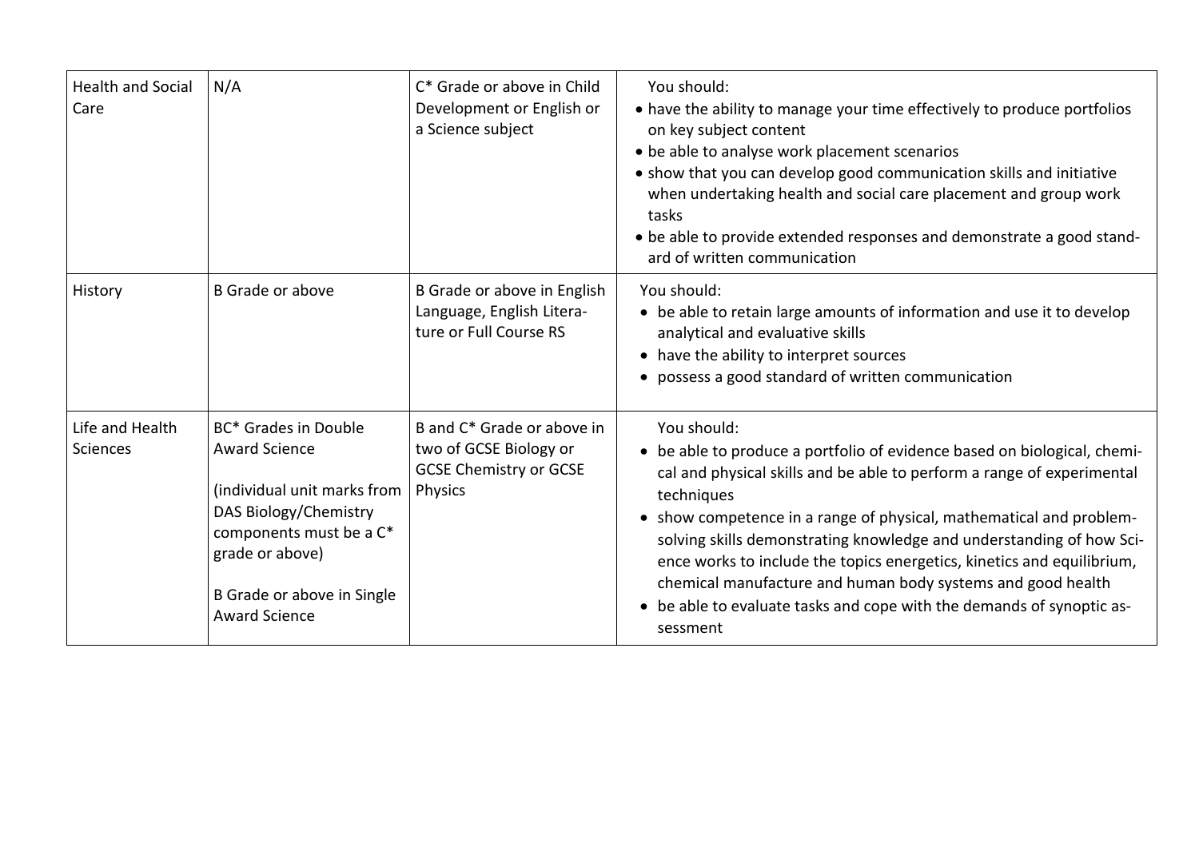| Health and Social Care | N/A | C* Grade or above in Child Development or English or a Science subject | You should:<br>• have the ability to manage your time effectively to produce portfolios on key subject content<br>• be able to analyse work placement scenarios<br>• show that you can develop good communication skills and initiative when undertaking health and social care placement and group work tasks<br>• be able to provide extended responses and demonstrate a good standard of written communication |
|---|---|---|---|
| History | B Grade or above | B Grade or above in English Language, English Literature or Full Course RS | You should:<br>• be able to retain large amounts of information and use it to develop analytical and evaluative skills<br>• have the ability to interpret sources<br>• possess a good standard of written communication |
| Life and Health Sciences | BC* Grades in Double Award Science<br><br>(individual unit marks from DAS Biology/Chemistry components must be a C* grade or above)<br><br>B Grade or above in Single Award Science | B and C* Grade or above in two of GCSE Biology or GCSE Chemistry or GCSE Physics | You should:<br>• be able to produce a portfolio of evidence based on biological, chemical and physical skills and be able to perform a range of experimental techniques<br>• show competence in a range of physical, mathematical and problem-solving skills demonstrating knowledge and understanding of how Science works to include the topics energetics, kinetics and equilibrium, chemical manufacture and human body systems and good health<br>• be able to evaluate tasks and cope with the demands of synoptic assessment |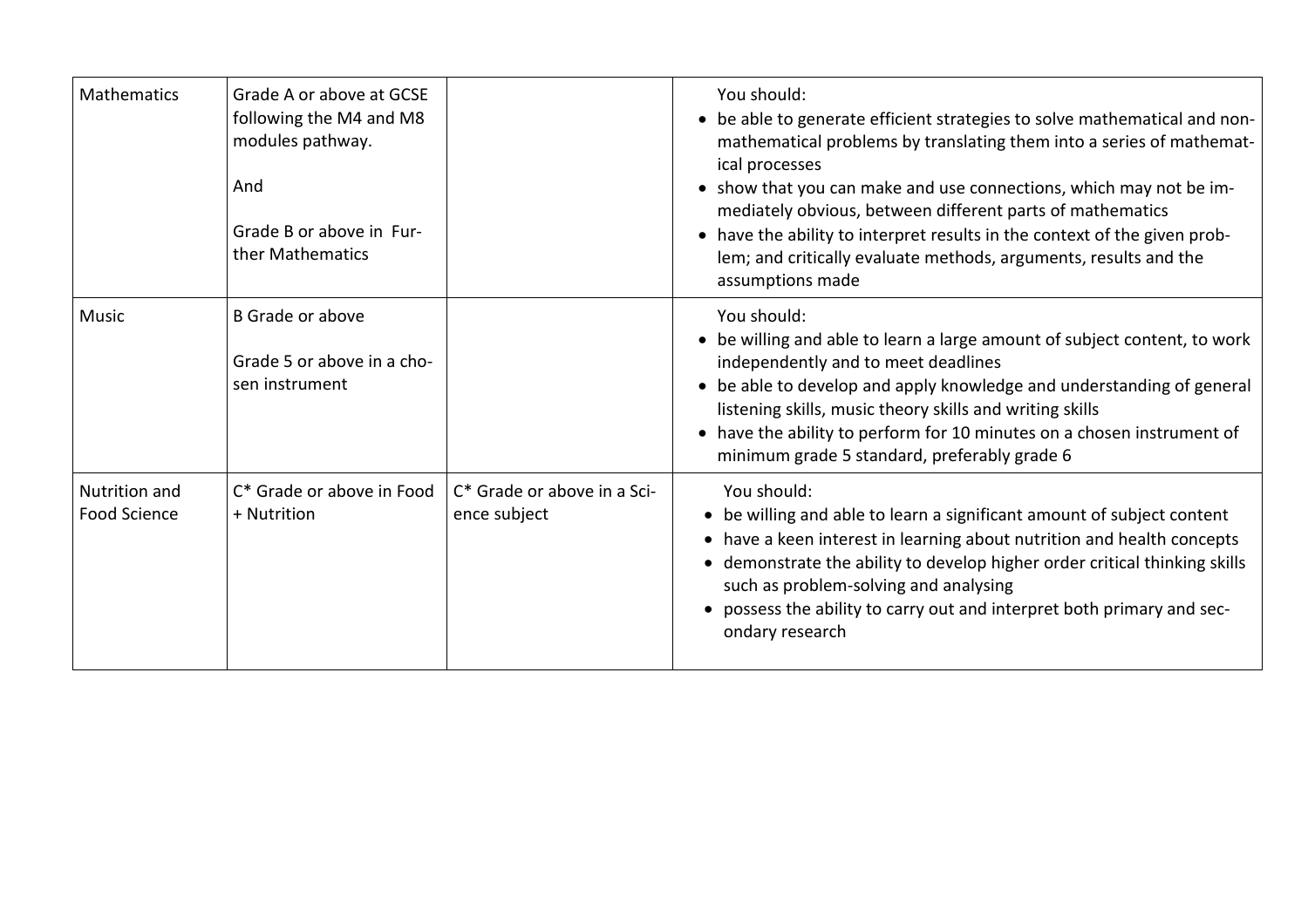| Mathematics | Grade A or above at GCSE following the M4 and M8 modules pathway.<br><br>And<br><br>Grade B or above in Further Mathematics | | You should:<br>• be able to generate efficient strategies to solve mathematical and non-mathematical problems by translating them into a series of mathematical processes<br>• show that you can make and use connections, which may not be immediately obvious, between different parts of mathematics<br>• have the ability to interpret results in the context of the given problem; and critically evaluate methods, arguments, results and the assumptions made |
|---|---|---|---|
| Music | B Grade or above<br><br>Grade 5 or above in a chosen instrument | | You should:<br>• be willing and able to learn a large amount of subject content, to work independently and to meet deadlines<br>• be able to develop and apply knowledge and understanding of general listening skills, music theory skills and writing skills<br>• have the ability to perform for 10 minutes on a chosen instrument of minimum grade 5 standard, preferably grade 6 |
| Nutrition and Food Science | C* Grade or above in Food + Nutrition | C* Grade or above in a Science subject | You should:<br>• be willing and able to learn a significant amount of subject content<br>• have a keen interest in learning about nutrition and health concepts<br>• demonstrate the ability to develop higher order critical thinking skills such as problem-solving and analysing<br>• possess the ability to carry out and interpret both primary and secondary research |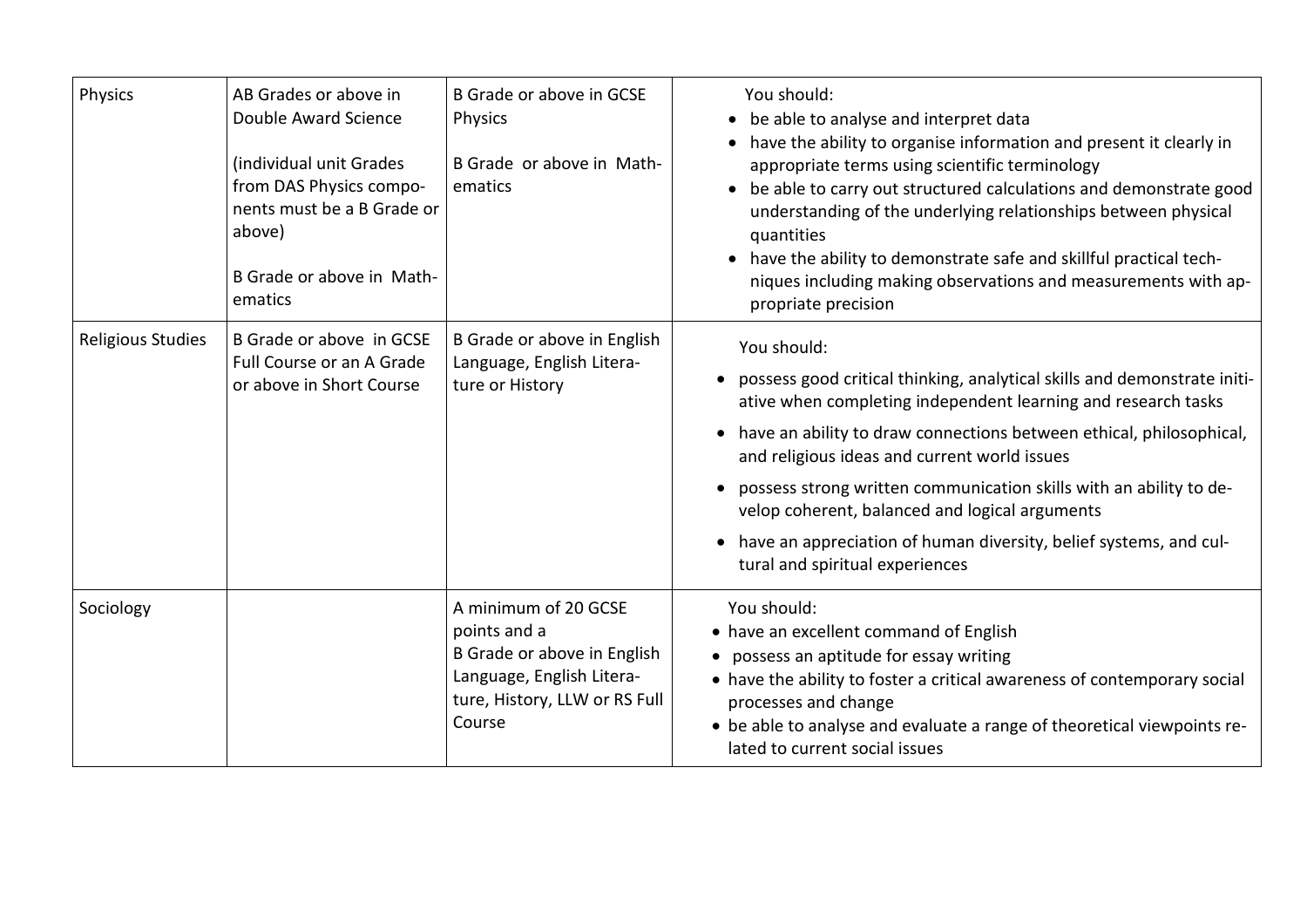| Physics | AB Grades or above in Double Award Science<br><br>(individual unit Grades from DAS Physics components must be a B Grade or above)<br><br>B Grade or above in Mathematics | B Grade or above in GCSE Physics<br><br>B Grade or above in Mathematics | You should:<br>• be able to analyse and interpret data<br>• have the ability to organise information and present it clearly in appropriate terms using scientific terminology<br>• be able to carry out structured calculations and demonstrate good understanding of the underlying relationships between physical quantities<br>• have the ability to demonstrate safe and skillful practical techniques including making observations and measurements with appropriate precision |
|---|---|---|---|
| Religious Studies | B Grade or above in GCSE Full Course or an A Grade or above in Short Course | B Grade or above in English Language, English Literature or History | You should:<br>• possess good critical thinking, analytical skills and demonstrate initiative when completing independent learning and research tasks<br>• have an ability to draw connections between ethical, philosophical, and religious ideas and current world issues<br>• possess strong written communication skills with an ability to develop coherent, balanced and logical arguments<br>• have an appreciation of human diversity, belief systems, and cultural and spiritual experiences |
| Sociology | | A minimum of 20 GCSE points and a B Grade or above in English Language, English Literature, History, LLW or RS Full Course | You should:<br>• have an excellent command of English<br>• possess an aptitude for essay writing<br>• have the ability to foster a critical awareness of contemporary social processes and change<br>• be able to analyse and evaluate a range of theoretical viewpoints related to current social issues |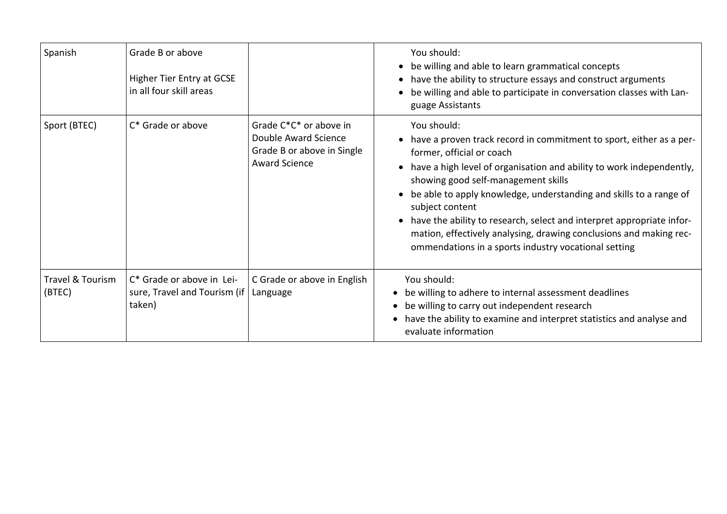| | | | |
|---|---|---|---|
| Spanish | Grade B or above<br><br>Higher Tier Entry at GCSE in all four skill areas | | You should:<br>• be willing and able to learn grammatical concepts<br>• have the ability to structure essays and construct arguments<br>• be willing and able to participate in conversation classes with Language Assistants |
| Sport (BTEC) | C* Grade or above | Grade C*C* or above in Double Award Science<br>Grade B or above in Single Award Science | You should:<br>• have a proven track record in commitment to sport, either as a performer, official or coach<br>• have a high level of organisation and ability to work independently, showing good self-management skills<br>• be able to apply knowledge, understanding and skills to a range of subject content<br>• have the ability to research, select and interpret appropriate information, effectively analysing, drawing conclusions and making recommendations in a sports industry vocational setting |
| Travel & Tourism (BTEC) | C* Grade or above in Leisure, Travel and Tourism (if taken) | C Grade or above in English Language | You should:<br>• be willing to adhere to internal assessment deadlines<br>• be willing to carry out independent research<br>• have the ability to examine and interpret statistics and analyse and evaluate information |